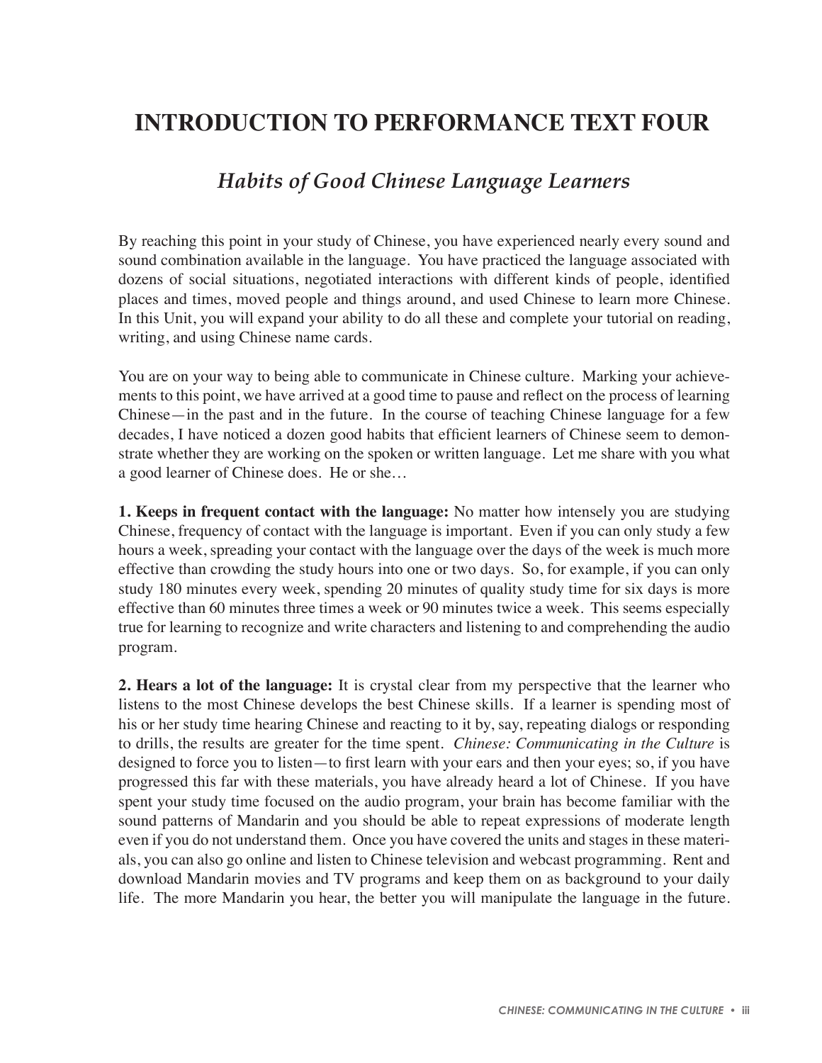# INTRODUCTION TO PERFORMANCE TEXT FOUR

## *Habits of Good Chinese Language Learners*

By reaching this point in your study of Chinese, you have experienced nearly every sound and sound combination available in the language. You have practiced the language associated with dozens of social situations, negotiated interactions with different kinds of people, identified places and times, moved people and things around, and used Chinese to learn more Chinese. In this Unit, you will expand your ability to do all these and complete your tutorial on reading, writing, and using Chinese name cards.

You are on your way to being able to communicate in Chinese culture. Marking your achievements to this point, we have arrived at a good time to pause and reflect on the process of learning Chinese—in the past and in the future. In the course of teaching Chinese language for a few decades, I have noticed a dozen good habits that efficient learners of Chinese seem to demonstrate whether they are working on the spoken or written language. Let me share with you what a good learner of Chinese does. He or she…

**1. Keeps in frequent contact with the language:** No matter how intensely you are studying Chinese, frequency of contact with the language is important. Even if you can only study a few hours a week, spreading your contact with the language over the days of the week is much more effective than crowding the study hours into one or two days. So, for example, if you can only study 180 minutes every week, spending 20 minutes of quality study time for six days is more effective than 60 minutes three times a week or 90 minutes twice a week. This seems especially true for learning to recognize and write characters and listening to and comprehending the audio program.

**2. Hears a lot of the language:** It is crystal clear from my perspective that the learner who listens to the most Chinese develops the best Chinese skills. If a learner is spending most of his or her study time hearing Chinese and reacting to it by, say, repeating dialogs or responding to drills, the results are greater for the time spent. *Chinese: Communicating in the Culture* is designed to force you to listen—to first learn with your ears and then your eyes; so, if you have progressed this far with these materials, you have already heard a lot of Chinese. If you have spent your study time focused on the audio program, your brain has become familiar with the sound patterns of Mandarin and you should be able to repeat expressions of moderate length even if you do not understand them. Once you have covered the units and stages in these materials, you can also go online and listen to Chinese television and webcast programming. Rent and download Mandarin movies and TV programs and keep them on as background to your daily life. The more Mandarin you hear, the better you will manipulate the language in the future.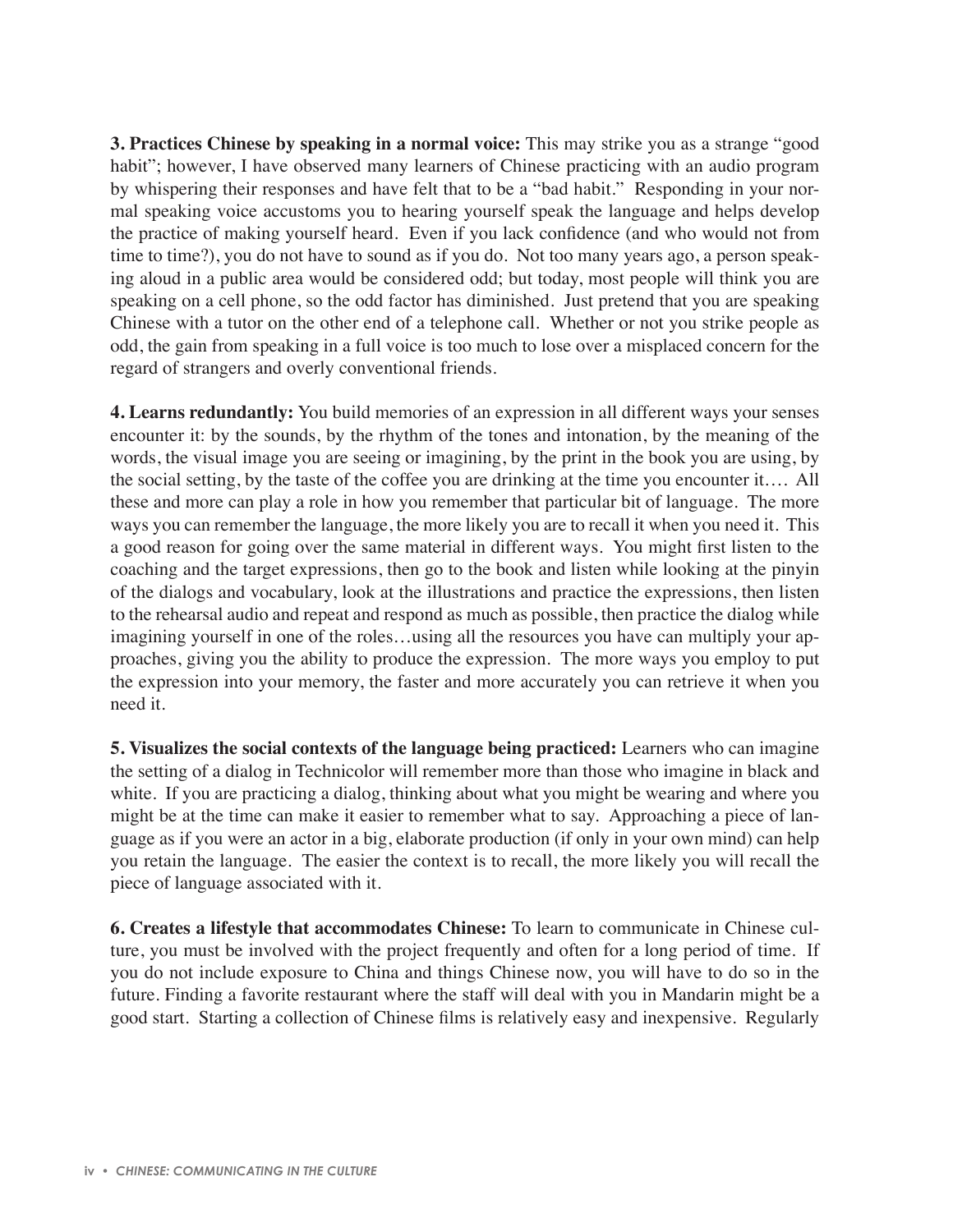**3. Practices Chinese by speaking in a normal voice:** This may strike you as a strange "good habit"; however, I have observed many learners of Chinese practicing with an audio program by whispering their responses and have felt that to be a "bad habit." Responding in your normal speaking voice accustoms you to hearing yourself speak the language and helps develop the practice of making yourself heard. Even if you lack confidence (and who would not from time to time?), you do not have to sound as if you do. Not too many years ago, a person speaking aloud in a public area would be considered odd; but today, most people will think you are speaking on a cell phone, so the odd factor has diminished. Just pretend that you are speaking Chinese with a tutor on the other end of a telephone call. Whether or not you strike people as odd, the gain from speaking in a full voice is too much to lose over a misplaced concern for the regard of strangers and overly conventional friends.

**4. Learns redundantly:** You build memories of an expression in all different ways your senses encounter it: by the sounds, by the rhythm of the tones and intonation, by the meaning of the words, the visual image you are seeing or imagining, by the print in the book you are using, by the social setting, by the taste of the coffee you are drinking at the time you encounter it…. All these and more can play a role in how you remember that particular bit of language. The more ways you can remember the language, the more likely you are to recall it when you need it. This a good reason for going over the same material in different ways. You might first listen to the coaching and the target expressions, then go to the book and listen while looking at the pinyin of the dialogs and vocabulary, look at the illustrations and practice the expressions, then listen to the rehearsal audio and repeat and respond as much as possible, then practice the dialog while imagining yourself in one of the roles…using all the resources you have can multiply your approaches, giving you the ability to produce the expression. The more ways you employ to put the expression into your memory, the faster and more accurately you can retrieve it when you need it.

**5. Visualizes the social contexts of the language being practiced:** Learners who can imagine the setting of a dialog in Technicolor will remember more than those who imagine in black and white. If you are practicing a dialog, thinking about what you might be wearing and where you might be at the time can make it easier to remember what to say. Approaching a piece of language as if you were an actor in a big, elaborate production (if only in your own mind) can help you retain the language. The easier the context is to recall, the more likely you will recall the piece of language associated with it.

**6. Creates a lifestyle that accommodates Chinese:** To learn to communicate in Chinese culture, you must be involved with the project frequently and often for a long period of time. If you do not include exposure to China and things Chinese now, you will have to do so in the future. Finding a favorite restaurant where the staff will deal with you in Mandarin might be a good start. Starting a collection of Chinese films is relatively easy and inexpensive. Regularly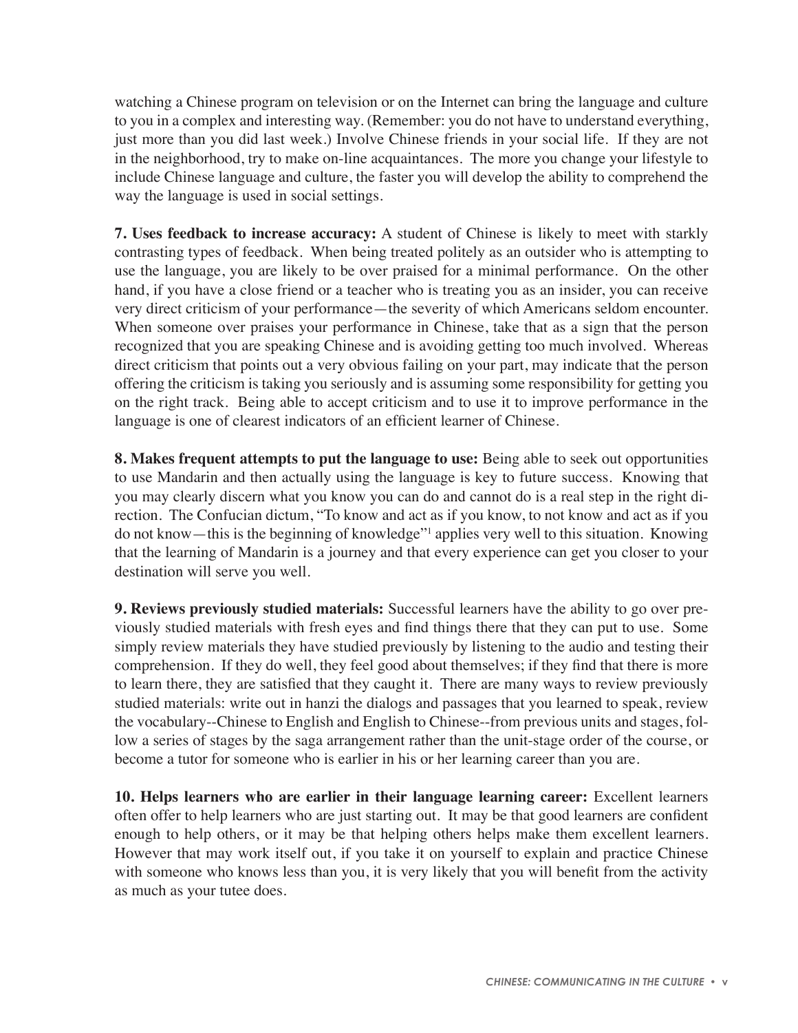watching a Chinese program on television or on the Internet can bring the language and culture to you in a complex and interesting way. (Remember: you do not have to understand everything, just more than you did last week.) Involve Chinese friends in your social life. If they are not in the neighborhood, try to make on-line acquaintances. The more you change your lifestyle to include Chinese language and culture, the faster you will develop the ability to comprehend the way the language is used in social settings.

**7. Uses feedback to increase accuracy:** A student of Chinese is likely to meet with starkly contrasting types of feedback. When being treated politely as an outsider who is attempting to use the language, you are likely to be over praised for a minimal performance. On the other hand, if you have a close friend or a teacher who is treating you as an insider, you can receive very direct criticism of your performance—the severity of which Americans seldom encounter. When someone over praises your performance in Chinese, take that as a sign that the person recognized that you are speaking Chinese and is avoiding getting too much involved. Whereas direct criticism that points out a very obvious failing on your part, may indicate that the person offering the criticism is taking you seriously and is assuming some responsibility for getting you on the right track. Being able to accept criticism and to use it to improve performance in the language is one of clearest indicators of an efficient learner of Chinese.

**8. Makes frequent attempts to put the language to use:** Being able to seek out opportunities to use Mandarin and then actually using the language is key to future success. Knowing that you may clearly discern what you know you can do and cannot do is a real step in the right direction. The Confucian dictum, "To know and act as if you know, to not know and act as if you do not know—this is the beginning of knowledge"[1] applies very well to this situation. Knowing that the learning of Mandarin is a journey and that every experience can get you closer to your destination will serve you well.

**9. Reviews previously studied materials:** Successful learners have the ability to go over previously studied materials with fresh eyes and find things there that they can put to use. Some simply review materials they have studied previously by listening to the audio and testing their comprehension. If they do well, they feel good about themselves; if they find that there is more to learn there, they are satisfied that they caught it. There are many ways to review previously studied materials: write out in hanzi the dialogs and passages that you learned to speak, review the vocabulary--Chinese to English and English to Chinese--from previous units and stages, follow a series of stages by the saga arrangement rather than the unit-stage order of the course, or become a tutor for someone who is earlier in his or her learning career than you are.

**10. Helps learners who are earlier in their language learning career:** Excellent learners often offer to help learners who are just starting out. It may be that good learners are confident enough to help others, or it may be that helping others helps make them excellent learners. However that may work itself out, if you take it on yourself to explain and practice Chinese with someone who knows less than you, it is very likely that you will benefit from the activity as much as your tutee does.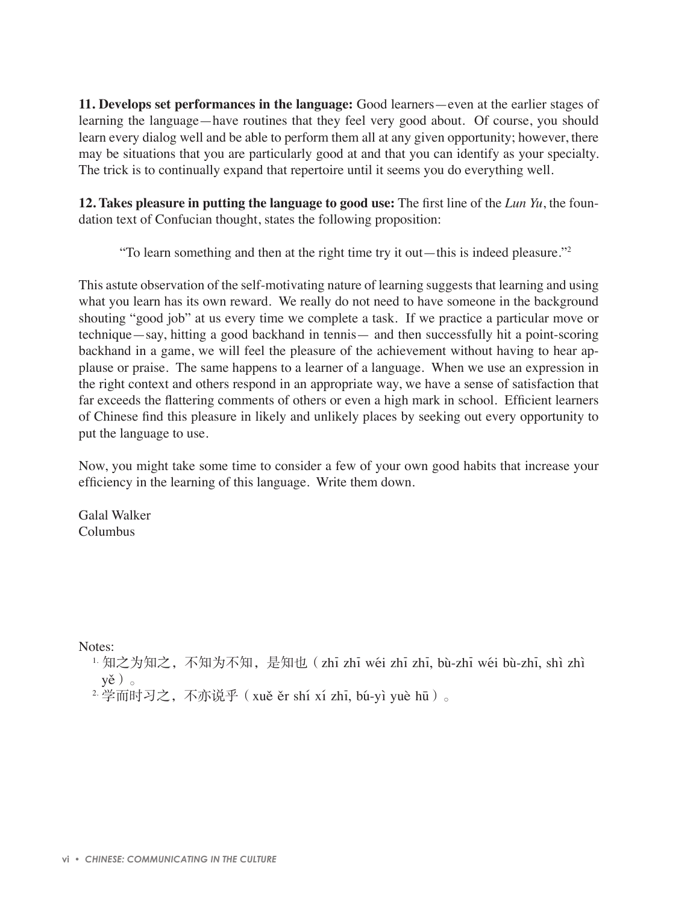**11. Develops set performances in the language:** Good learners—even at the earlier stages of learning the language—have routines that they feel very good about. Of course, you should learn every dialog well and be able to perform them all at any given opportunity; however, there may be situations that you are particularly good at and that you can identify as your specialty. The trick is to continually expand that repertoire until it seems you do everything well.

**12. Takes pleasure in putting the language to good use:** The first line of the *Lun Yu*, the foundation text of Confucian thought, states the following proposition:

> "To learn something and then at the right time try it out—this is indeed pleasure."[2]

This astute observation of the self-motivating nature of learning suggests that learning and using what you learn has its own reward. We really do not need to have someone in the background shouting "good job" at us every time we complete a task. If we practice a particular move or technique—say, hitting a good backhand in tennis— and then successfully hit a point-scoring backhand in a game, we will feel the pleasure of the achievement without having to hear applause or praise. The same happens to a learner of a language. When we use an expression in the right context and others respond in an appropriate way, we have a sense of satisfaction that far exceeds the flattering comments of others or even a high mark in school. Efficient learners of Chinese find this pleasure in likely and unlikely places by seeking out every opportunity to put the language to use.

Now, you might take some time to consider a few of your own good habits that increase your efficiency in the learning of this language. Write them down.

Galal Walker
Columbus

Notes:

1. 知之为知之，不知为不知，是知也（zhī zhī wéi zhī zhī, bù-zhī wéi bù-zhī, shì zhì yě）。
2. 学而时习之，不亦说乎（xuě ěr shí xí zhī, bú-yì yuè hū）。